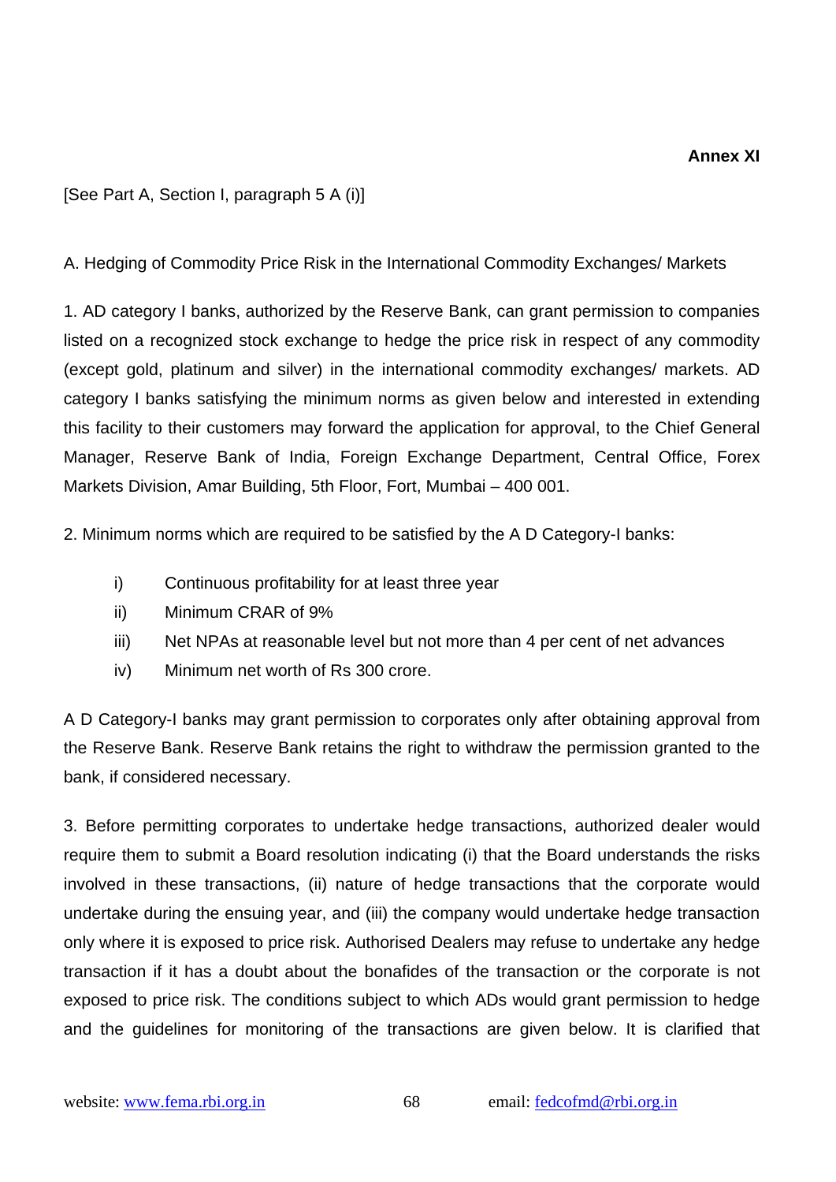**Annex XI**

[See Part A, Section I, paragraph 5 A (i)]

A. Hedging of Commodity Price Risk in the International Commodity Exchanges/ Markets

1. AD category I banks, authorized by the Reserve Bank, can grant permission to companies listed on a recognized stock exchange to hedge the price risk in respect of any commodity (except gold, platinum and silver) in the international commodity exchanges/ markets. AD category I banks satisfying the minimum norms as given below and interested in extending this facility to their customers may forward the application for approval, to the Chief General Manager, Reserve Bank of India, Foreign Exchange Department, Central Office, Forex Markets Division, Amar Building, 5th Floor, Fort, Mumbai – 400 001.

2. Minimum norms which are required to be satisfied by the A D Category-I banks:

- i) Continuous profitability for at least three year
- ii) Minimum CRAR of 9%
- iii) Net NPAs at reasonable level but not more than 4 per cent of net advances
- iv) Minimum net worth of Rs 300 crore.

A D Category-I banks may grant permission to corporates only after obtaining approval from the Reserve Bank. Reserve Bank retains the right to withdraw the permission granted to the bank, if considered necessary.

3. Before permitting corporates to undertake hedge transactions, authorized dealer would require them to submit a Board resolution indicating (i) that the Board understands the risks involved in these transactions, (ii) nature of hedge transactions that the corporate would undertake during the ensuing year, and (iii) the company would undertake hedge transaction only where it is exposed to price risk. Authorised Dealers may refuse to undertake any hedge transaction if it has a doubt about the bonafides of the transaction or the corporate is not exposed to price risk. The conditions subject to which ADs would grant permission to hedge and the guidelines for monitoring of the transactions are given below. It is clarified that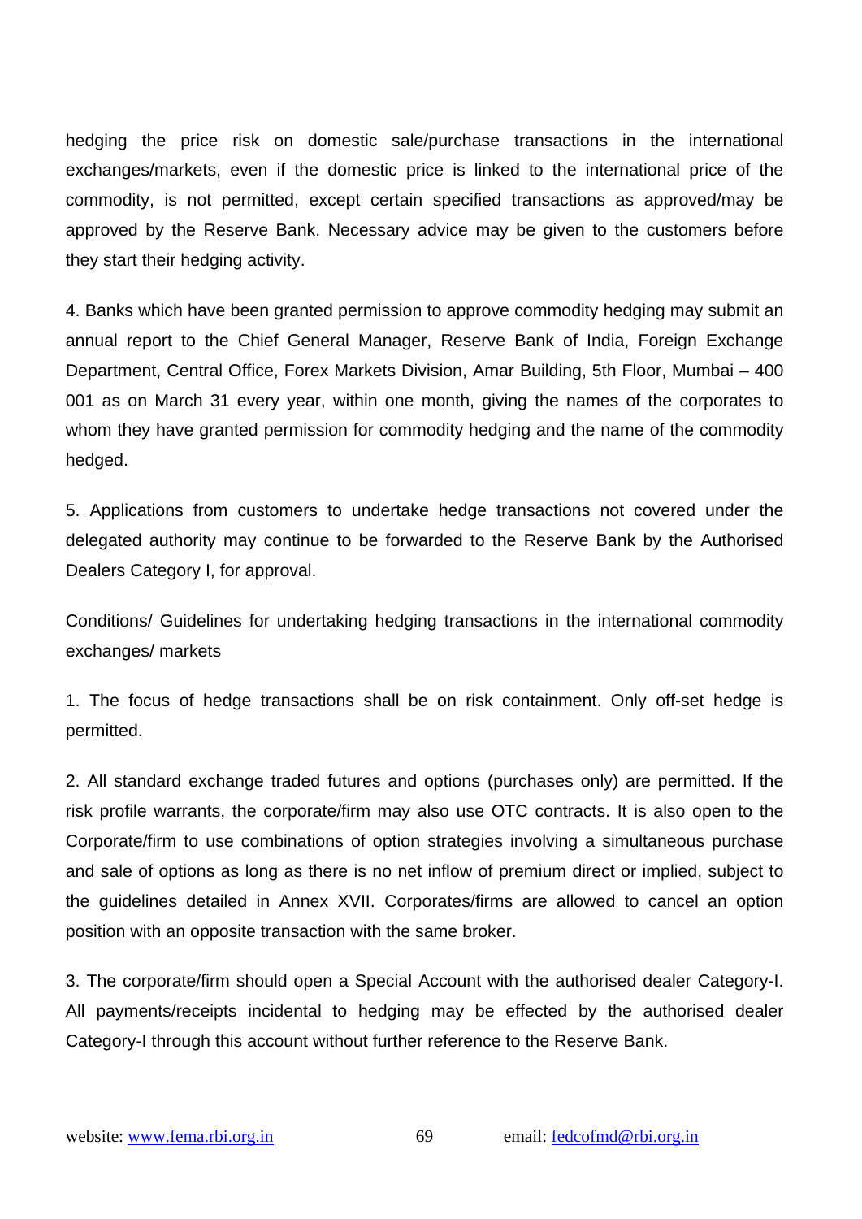hedging the price risk on domestic sale/purchase transactions in the international exchanges/markets, even if the domestic price is linked to the international price of the commodity, is not permitted, except certain specified transactions as approved/may be approved by the Reserve Bank. Necessary advice may be given to the customers before they start their hedging activity.

4. Banks which have been granted permission to approve commodity hedging may submit an annual report to the Chief General Manager, Reserve Bank of India, Foreign Exchange Department, Central Office, Forex Markets Division, Amar Building, 5th Floor, Mumbai – 400 001 as on March 31 every year, within one month, giving the names of the corporates to whom they have granted permission for commodity hedging and the name of the commodity hedged.

5. Applications from customers to undertake hedge transactions not covered under the delegated authority may continue to be forwarded to the Reserve Bank by the Authorised Dealers Category I, for approval.

Conditions/ Guidelines for undertaking hedging transactions in the international commodity exchanges/ markets

1. The focus of hedge transactions shall be on risk containment. Only off-set hedge is permitted.

2. All standard exchange traded futures and options (purchases only) are permitted. If the risk profile warrants, the corporate/firm may also use OTC contracts. It is also open to the Corporate/firm to use combinations of option strategies involving a simultaneous purchase and sale of options as long as there is no net inflow of premium direct or implied, subject to the guidelines detailed in Annex XVII. Corporates/firms are allowed to cancel an option position with an opposite transaction with the same broker.

3. The corporate/firm should open a Special Account with the authorised dealer Category-I. All payments/receipts incidental to hedging may be effected by the authorised dealer Category-I through this account without further reference to the Reserve Bank.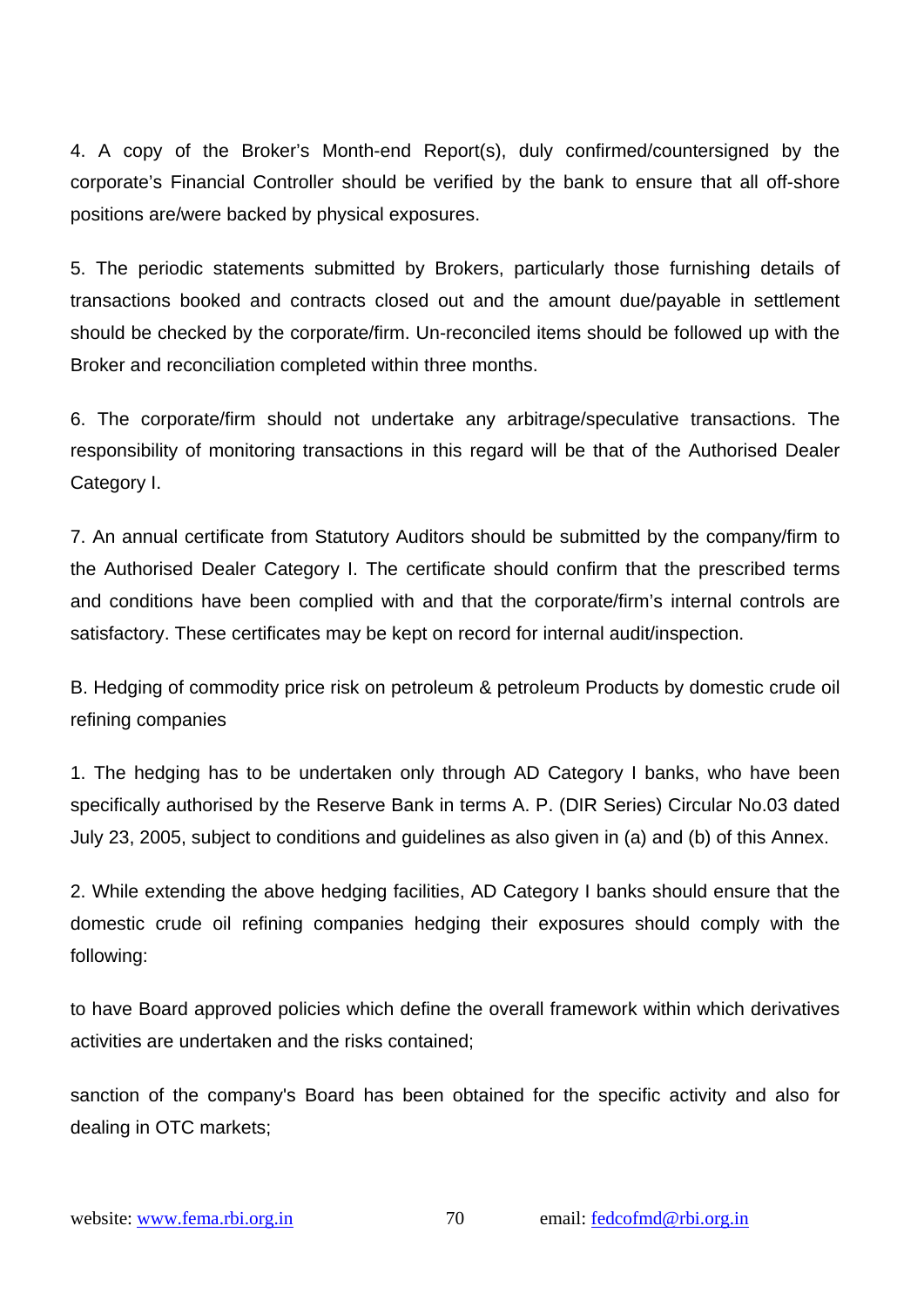4. A copy of the Broker's Month-end Report(s), duly confirmed/countersigned by the corporate's Financial Controller should be verified by the bank to ensure that all off-shore positions are/were backed by physical exposures.

5. The periodic statements submitted by Brokers, particularly those furnishing details of transactions booked and contracts closed out and the amount due/payable in settlement should be checked by the corporate/firm. Un-reconciled items should be followed up with the Broker and reconciliation completed within three months.

6. The corporate/firm should not undertake any arbitrage/speculative transactions. The responsibility of monitoring transactions in this regard will be that of the Authorised Dealer Category I.

7. An annual certificate from Statutory Auditors should be submitted by the company/firm to the Authorised Dealer Category I. The certificate should confirm that the prescribed terms and conditions have been complied with and that the corporate/firm's internal controls are satisfactory. These certificates may be kept on record for internal audit/inspection.

B. Hedging of commodity price risk on petroleum & petroleum Products by domestic crude oil refining companies

1. The hedging has to be undertaken only through AD Category I banks, who have been specifically authorised by the Reserve Bank in terms A. P. (DIR Series) Circular No.03 dated July 23, 2005, subject to conditions and guidelines as also given in (a) and (b) of this Annex.

2. While extending the above hedging facilities, AD Category I banks should ensure that the domestic crude oil refining companies hedging their exposures should comply with the following:

to have Board approved policies which define the overall framework within which derivatives activities are undertaken and the risks contained;

sanction of the company's Board has been obtained for the specific activity and also for dealing in OTC markets;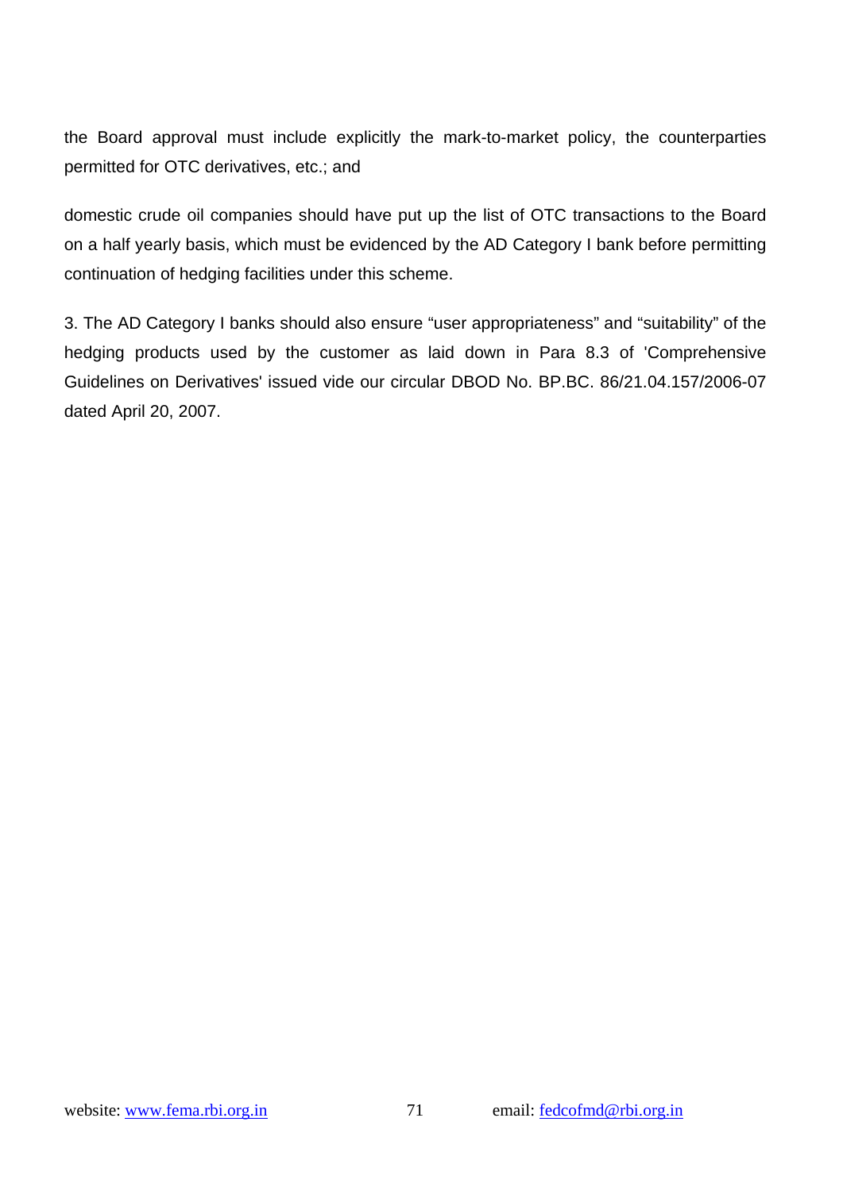the Board approval must include explicitly the mark-to-market policy, the counterparties permitted for OTC derivatives, etc.; and

domestic crude oil companies should have put up the list of OTC transactions to the Board on a half yearly basis, which must be evidenced by the AD Category I bank before permitting continuation of hedging facilities under this scheme.

3. The AD Category I banks should also ensure “user appropriateness” and “suitability” of the hedging products used by the customer as laid down in Para 8.3 of 'Comprehensive Guidelines on Derivatives' issued vide our circular DBOD No. BP.BC. 86/21.04.157/2006-07 dated April 20, 2007.